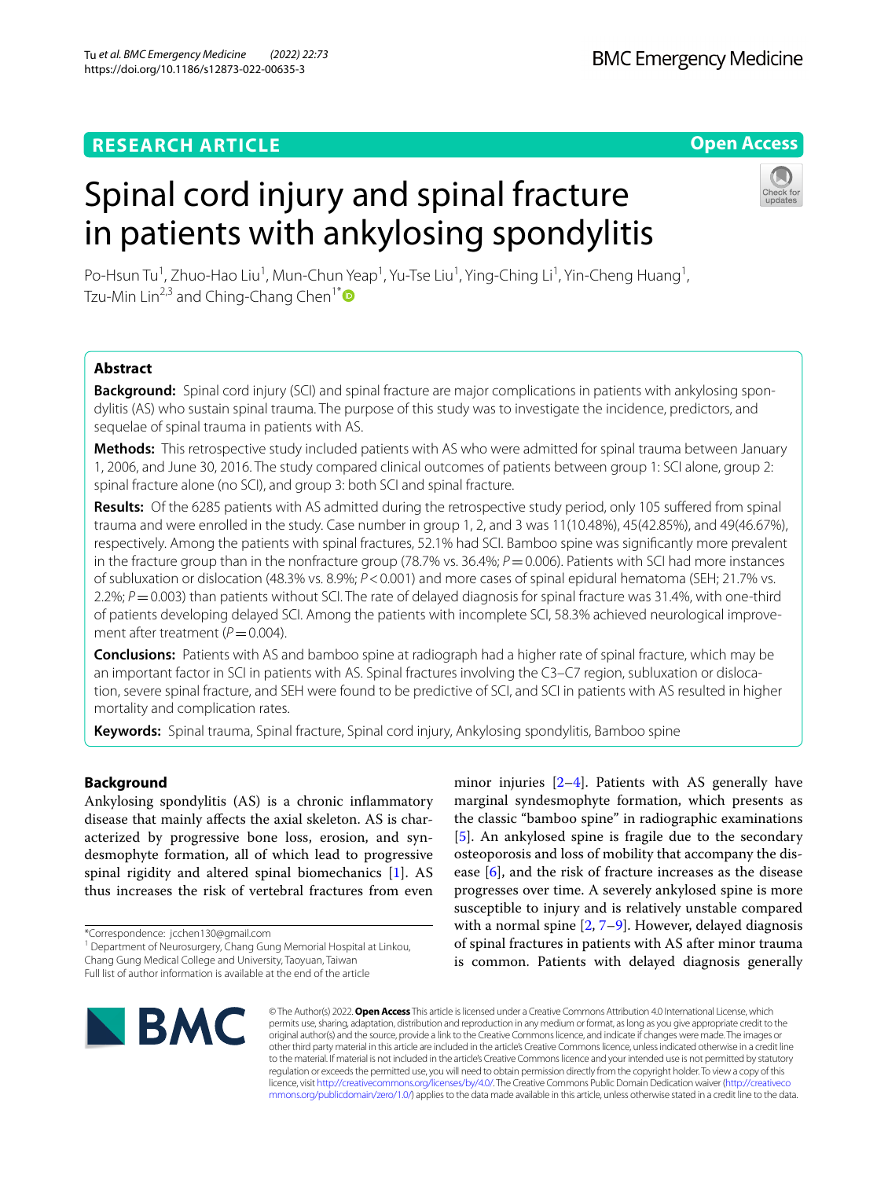RESEARCH ARTICLE

Open Access

# Spinal cord injury and spinal fracture in patients with ankylosing spondylitis

Po-Hsun Tu[1], Zhuo-Hao Liu[1], Mun-Chun Yeap[1], Yu-Tse Liu[1], Ying-Ching Li[1], Yin-Cheng Huang[1], Tzu-Min Lin[2,3] and Ching-Chang Chen[1*]

## Abstract

**Background:** Spinal cord injury (SCI) and spinal fracture are major complications in patients with ankylosing spondylitis (AS) who sustain spinal trauma. The purpose of this study was to investigate the incidence, predictors, and sequelae of spinal trauma in patients with AS.

**Methods:** This retrospective study included patients with AS who were admitted for spinal trauma between January 1, 2006, and June 30, 2016. The study compared clinical outcomes of patients between group 1: SCI alone, group 2: spinal fracture alone (no SCI), and group 3: both SCI and spinal fracture.

**Results:** Of the 6285 patients with AS admitted during the retrospective study period, only 105 suffered from spinal trauma and were enrolled in the study. Case number in group 1, 2, and 3 was 11(10.48%), 45(42.85%), and 49(46.67%), respectively. Among the patients with spinal fractures, 52.1% had SCI. Bamboo spine was significantly more prevalent in the fracture group than in the nonfracture group (78.7% vs. 36.4%; $P = 0.006$). Patients with SCI had more instances of subluxation or dislocation (48.3% vs. 8.9%; $P < 0.001$) and more cases of spinal epidural hematoma (SEH; 21.7% vs. 2.2%; $P = 0.003$) than patients without SCI. The rate of delayed diagnosis for spinal fracture was 31.4%, with one-third of patients developing delayed SCI. Among the patients with incomplete SCI, 58.3% achieved neurological improvement after treatment ($P = 0.004$).

**Conclusions:** Patients with AS and bamboo spine at radiograph had a higher rate of spinal fracture, which may be an important factor in SCI in patients with AS. Spinal fractures involving the C3–C7 region, subluxation or dislocation, severe spinal fracture, and SEH were found to be predictive of SCI, and SCI in patients with AS resulted in higher mortality and complication rates.

**Keywords:** Spinal trauma, Spinal fracture, Spinal cord injury, Ankylosing spondylitis, Bamboo spine

## Background

Ankylosing spondylitis (AS) is a chronic inflammatory disease that mainly affects the axial skeleton. AS is characterized by progressive bone loss, erosion, and syndesmophyte formation, all of which lead to progressive spinal rigidity and altered spinal biomechanics [1]. AS thus increases the risk of vertebral fractures from even minor injuries [2–4]. Patients with AS generally have marginal syndesmophyte formation, which presents as the classic "bamboo spine" in radiographic examinations [5]. An ankylosed spine is fragile due to the secondary osteoporosis and loss of mobility that accompany the disease [6], and the risk of fracture increases as the disease progresses over time. A severely ankylosed spine is more susceptible to injury and is relatively unstable compared with a normal spine [2, 7–9]. However, delayed diagnosis of spinal fractures in patients with AS after minor trauma is common. Patients with delayed diagnosis generally

*Correspondence: jcchen130@gmail.com
[1] Department of Neurosurgery, Chang Gung Memorial Hospital at Linkou, Chang Gung Medical College and University, Taoyuan, Taiwan
Full list of author information is available at the end of the article

© The Author(s) 2022. **Open Access** This article is licensed under a Creative Commons Attribution 4.0 International License, which permits use, sharing, adaptation, distribution and reproduction in any medium or format, as long as you give appropriate credit to the original author(s) and the source, provide a link to the Creative Commons licence, and indicate if changes were made. The images or other third party material in this article are included in the article's Creative Commons licence, unless indicated otherwise in a credit line to the material. If material is not included in the article's Creative Commons licence and your intended use is not permitted by statutory regulation or exceeds the permitted use, you will need to obtain permission directly from the copyright holder. To view a copy of this licence, visit http://creativecommons.org/licenses/by/4.0/. The Creative Commons Public Domain Dedication waiver (http://creativecommons.org/publicdomain/zero/1.0/) applies to the data made available in this article, unless otherwise stated in a credit line to the data.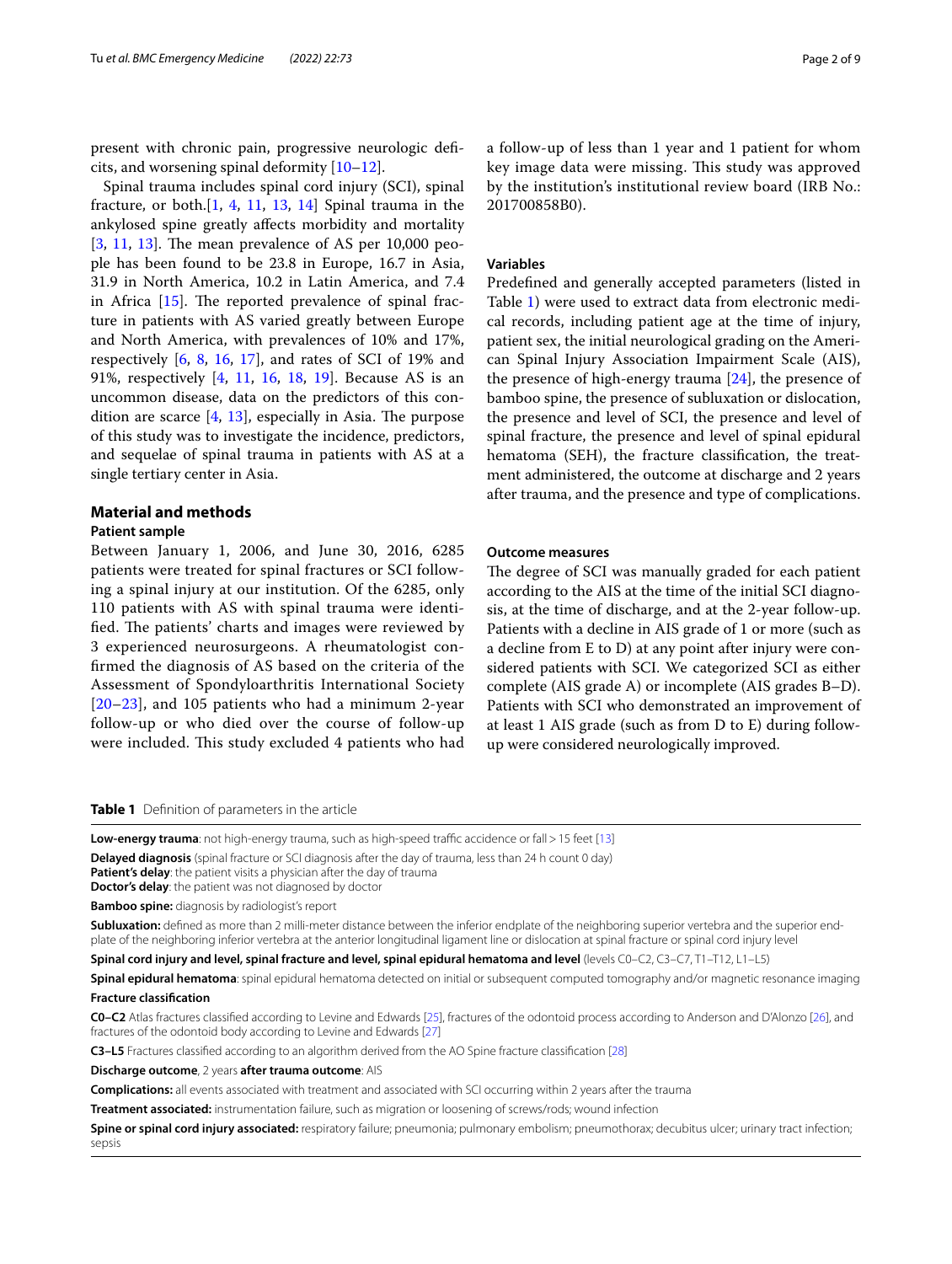present with chronic pain, progressive neurologic deficits, and worsening spinal deformity [10–12].

Spinal trauma includes spinal cord injury (SCI), spinal fracture, or both.[1, 4, 11, 13, 14] Spinal trauma in the ankylosed spine greatly affects morbidity and mortality [3, 11, 13]. The mean prevalence of AS per 10,000 people has been found to be 23.8 in Europe, 16.7 in Asia, 31.9 in North America, 10.2 in Latin America, and 7.4 in Africa [15]. The reported prevalence of spinal fracture in patients with AS varied greatly between Europe and North America, with prevalences of 10% and 17%, respectively [6, 8, 16, 17], and rates of SCI of 19% and 91%, respectively [4, 11, 16, 18, 19]. Because AS is an uncommon disease, data on the predictors of this condition are scarce [4, 13], especially in Asia. The purpose of this study was to investigate the incidence, predictors, and sequelae of spinal trauma in patients with AS at a single tertiary center in Asia.

## Material and methods

### Patient sample

Between January 1, 2006, and June 30, 2016, 6285 patients were treated for spinal fractures or SCI following a spinal injury at our institution. Of the 6285, only 110 patients with AS with spinal trauma were identified. The patients' charts and images were reviewed by 3 experienced neurosurgeons. A rheumatologist confirmed the diagnosis of AS based on the criteria of the Assessment of Spondyloarthritis International Society [20–23], and 105 patients who had a minimum 2-year follow-up or who died over the course of follow-up were included. This study excluded 4 patients who had a follow-up of less than 1 year and 1 patient for whom key image data were missing. This study was approved by the institution's institutional review board (IRB No.: 201700858B0).

### Variables

Predefined and generally accepted parameters (listed in Table 1) were used to extract data from electronic medical records, including patient age at the time of injury, patient sex, the initial neurological grading on the American Spinal Injury Association Impairment Scale (AIS), the presence of high-energy trauma [24], the presence of bamboo spine, the presence of subluxation or dislocation, the presence and level of SCI, the presence and level of spinal fracture, the presence and level of spinal epidural hematoma (SEH), the fracture classification, the treatment administered, the outcome at discharge and 2 years after trauma, and the presence and type of complications.

### Outcome measures

The degree of SCI was manually graded for each patient according to the AIS at the time of the initial SCI diagnosis, at the time of discharge, and at the 2-year follow-up. Patients with a decline in AIS grade of 1 or more (such as a decline from E to D) at any point after injury were considered patients with SCI. We categorized SCI as either complete (AIS grade A) or incomplete (AIS grades B–D). Patients with SCI who demonstrated an improvement of at least 1 AIS grade (such as from D to E) during follow-up were considered neurologically improved.

**Table 1** Definition of parameters in the article

**Low-energy trauma**: not high-energy trauma, such as high-speed traffic accident or fall > 15 feet [13]

**Delayed diagnosis** (spinal fracture or SCI diagnosis after the day of trauma, less than 24 h count 0 day)
**Patient's delay**: the patient visits a physician after the day of trauma
**Doctor's delay**: the patient was not diagnosed by doctor

**Bamboo spine:** diagnosis by radiologist's report

**Subluxation:** defined as more than 2 milli-meter distance between the inferior endplate of the neighboring superior vertebra and the superior endplate of the neighboring inferior vertebra at the anterior longitudinal ligament line or dislocation at spinal fracture or spinal cord injury level

**Spinal cord injury and level, spinal fracture and level, spinal epidural hematoma and level** (levels C0–C2, C3–C7, T1–T12, L1–L5)

**Spinal epidural hematoma**: spinal epidural hematoma detected on initial or subsequent computed tomography and/or magnetic resonance imaging

**Fracture classification**

**C0–C2** Atlas fractures classified according to Levine and Edwards [25], fractures of the odontoid process according to Anderson and D'Alonzo [26], and fractures of the odontoid body according to Levine and Edwards [27]

**C3–L5** Fractures classified according to an algorithm derived from the AO Spine fracture classification [28]

**Discharge outcome**, 2 years **after trauma outcome**: AIS

**Complications:** all events associated with treatment and associated with SCI occurring within 2 years after the trauma

**Treatment associated:** instrumentation failure, such as migration or loosening of screws/rods; wound infection

**Spine or spinal cord injury associated:** respiratory failure; pneumonia; pulmonary embolism; pneumothorax; decubitus ulcer; urinary tract infection; sepsis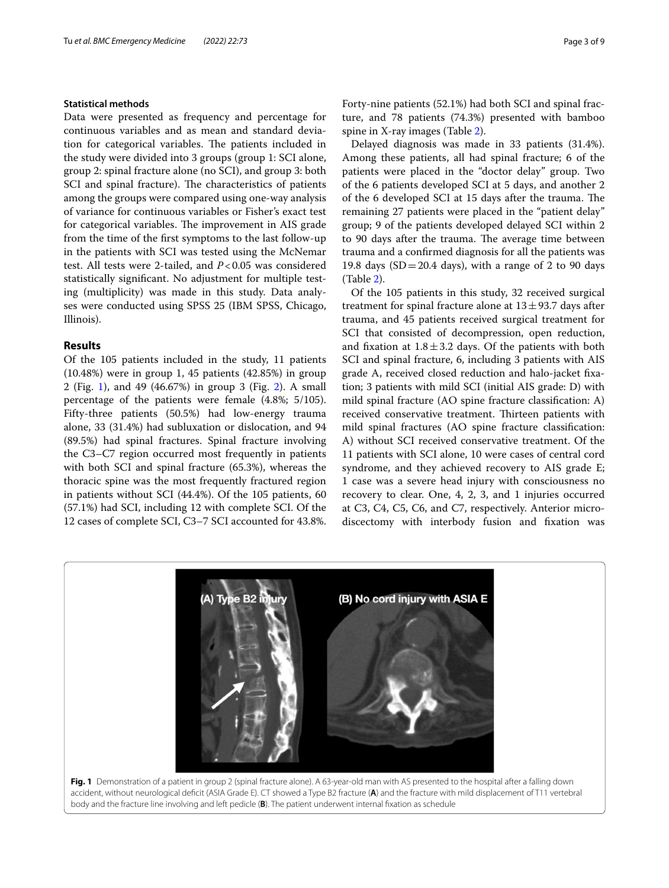### Statistical methods

Data were presented as frequency and percentage for continuous variables and as mean and standard deviation for categorical variables. The patients included in the study were divided into 3 groups (group 1: SCI alone, group 2: spinal fracture alone (no SCI), and group 3: both SCI and spinal fracture). The characteristics of patients among the groups were compared using one-way analysis of variance for continuous variables or Fisher's exact test for categorical variables. The improvement in AIS grade from the time of the first symptoms to the last follow-up in the patients with SCI was tested using the McNemar test. All tests were 2-tailed, and $P<0.05$ was considered statistically significant. No adjustment for multiple testing (multiplicity) was made in this study. Data analyses were conducted using SPSS 25 (IBM SPSS, Chicago, Illinois).

## Results

Of the 105 patients included in the study, 11 patients (10.48%) were in group 1, 45 patients (42.85%) in group 2 (Fig. 1), and 49 (46.67%) in group 3 (Fig. 2). A small percentage of the patients were female (4.8%; 5/105). Fifty-three patients (50.5%) had low-energy trauma alone, 33 (31.4%) had subluxation or dislocation, and 94 (89.5%) had spinal fractures. Spinal fracture involving the C3–C7 region occurred most frequently in patients with both SCI and spinal fracture (65.3%), whereas the thoracic spine was the most frequently fractured region in patients without SCI (44.4%). Of the 105 patients, 60 (57.1%) had SCI, including 12 with complete SCI. Of the 12 cases of complete SCI, C3–7 SCI accounted for 43.8%. Forty-nine patients (52.1%) had both SCI and spinal fracture, and 78 patients (74.3%) presented with bamboo spine in X-ray images (Table 2).

Delayed diagnosis was made in 33 patients (31.4%). Among these patients, all had spinal fracture; 6 of the patients were placed in the "doctor delay" group. Two of the 6 patients developed SCI at 5 days, and another 2 of the 6 developed SCI at 15 days after the trauma. The remaining 27 patients were placed in the "patient delay" group; 9 of the patients developed delayed SCI within 2 to 90 days after the trauma. The average time between trauma and a confirmed diagnosis for all the patients was 19.8 days (SD = 20.4 days), with a range of 2 to 90 days (Table 2).

Of the 105 patients in this study, 32 received surgical treatment for spinal fracture alone at $13 \pm 93.7$ days after trauma, and 45 patients received surgical treatment for SCI that consisted of decompression, open reduction, and fixation at $1.8 \pm 3.2$ days. Of the patients with both SCI and spinal fracture, 6, including 3 patients with AIS grade A, received closed reduction and halo-jacket fixation; 3 patients with mild SCI (initial AIS grade: D) with mild spinal fracture (AO spine fracture classification: A) received conservative treatment. Thirteen patients with mild spinal fractures (AO spine fracture classification: A) without SCI received conservative treatment. Of the 11 patients with SCI alone, 10 were cases of central cord syndrome, and they achieved recovery to AIS grade E; 1 case was a severe head injury with consciousness no recovery to clear. One, 4, 2, 3, and 1 injuries occurred at C3, C4, C5, C6, and C7, respectively. Anterior microdiscectomy with interbody fusion and fixation was

**Fig. 1** Demonstration of a patient in group 2 (spinal fracture alone). A 63-year-old man with AS presented to the hospital after a falling down accident, without neurological deficit (ASIA Grade E). CT showed a Type B2 fracture (**A**) and the fracture with mild displacement of T11 vertebral body and the fracture line involving and left pedicle (**B**). The patient underwent internal fixation as schedule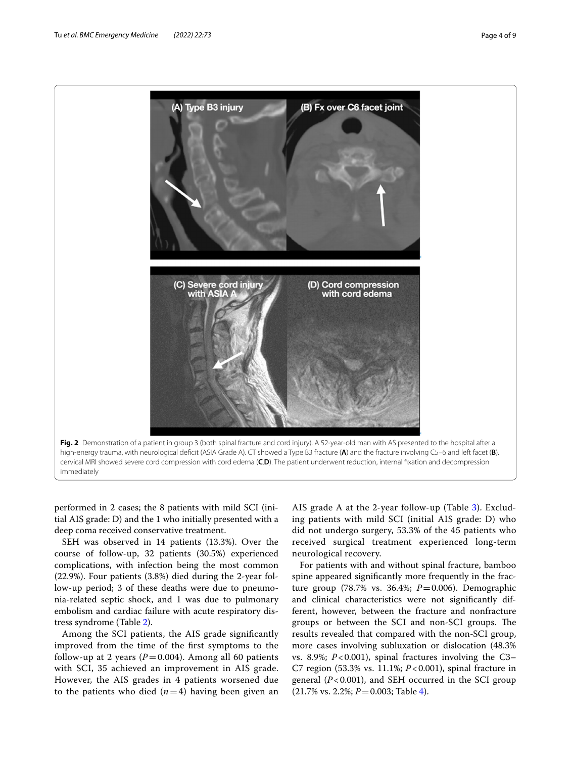**Fig. 2** Demonstration of a patient in group 3 (both spinal fracture and cord injury). A 52-year-old man with AS presented to the hospital after a high-energy trauma, with neurological deficit (ASIA Grade A). CT showed a Type B3 fracture (**A**) and the fracture involving C5–6 and left facet (**B**). cervical MRI showed severe cord compression with cord edema (**C**,**D**). The patient underwent reduction, internal fixation and decompression immediately

performed in 2 cases; the 8 patients with mild SCI (initial AIS grade: D) and the 1 who initially presented with a deep coma received conservative treatment.

SEH was observed in 14 patients (13.3%). Over the course of follow-up, 32 patients (30.5%) experienced complications, with infection being the most common (22.9%). Four patients (3.8%) died during the 2-year follow-up period; 3 of these deaths were due to pneumonia-related septic shock, and 1 was due to pulmonary embolism and cardiac failure with acute respiratory distress syndrome (Table 2).

Among the SCI patients, the AIS grade significantly improved from the time of the first symptoms to the follow-up at 2 years ($P = 0.004$). Among all 60 patients with SCI, 35 achieved an improvement in AIS grade. However, the AIS grades in 4 patients worsened due to the patients who died ($n = 4$) having been given an AIS grade A at the 2-year follow-up (Table 3). Excluding patients with mild SCI (initial AIS grade: D) who did not undergo surgery, 53.3% of the 45 patients who received surgical treatment experienced long-term neurological recovery.

For patients with and without spinal fracture, bamboo spine appeared significantly more frequently in the fracture group (78.7% vs. 36.4%; $P = 0.006$). Demographic and clinical characteristics were not significantly different, however, between the fracture and nonfracture groups or between the SCI and non-SCI groups. The results revealed that compared with the non-SCI group, more cases involving subluxation or dislocation (48.3% vs. 8.9%; $P < 0.001$), spinal fractures involving the C3–C7 region (53.3% vs. 11.1%; $P < 0.001$), spinal fracture in general ($P < 0.001$), and SEH occurred in the SCI group (21.7% vs. 2.2%; $P = 0.003$; Table 4).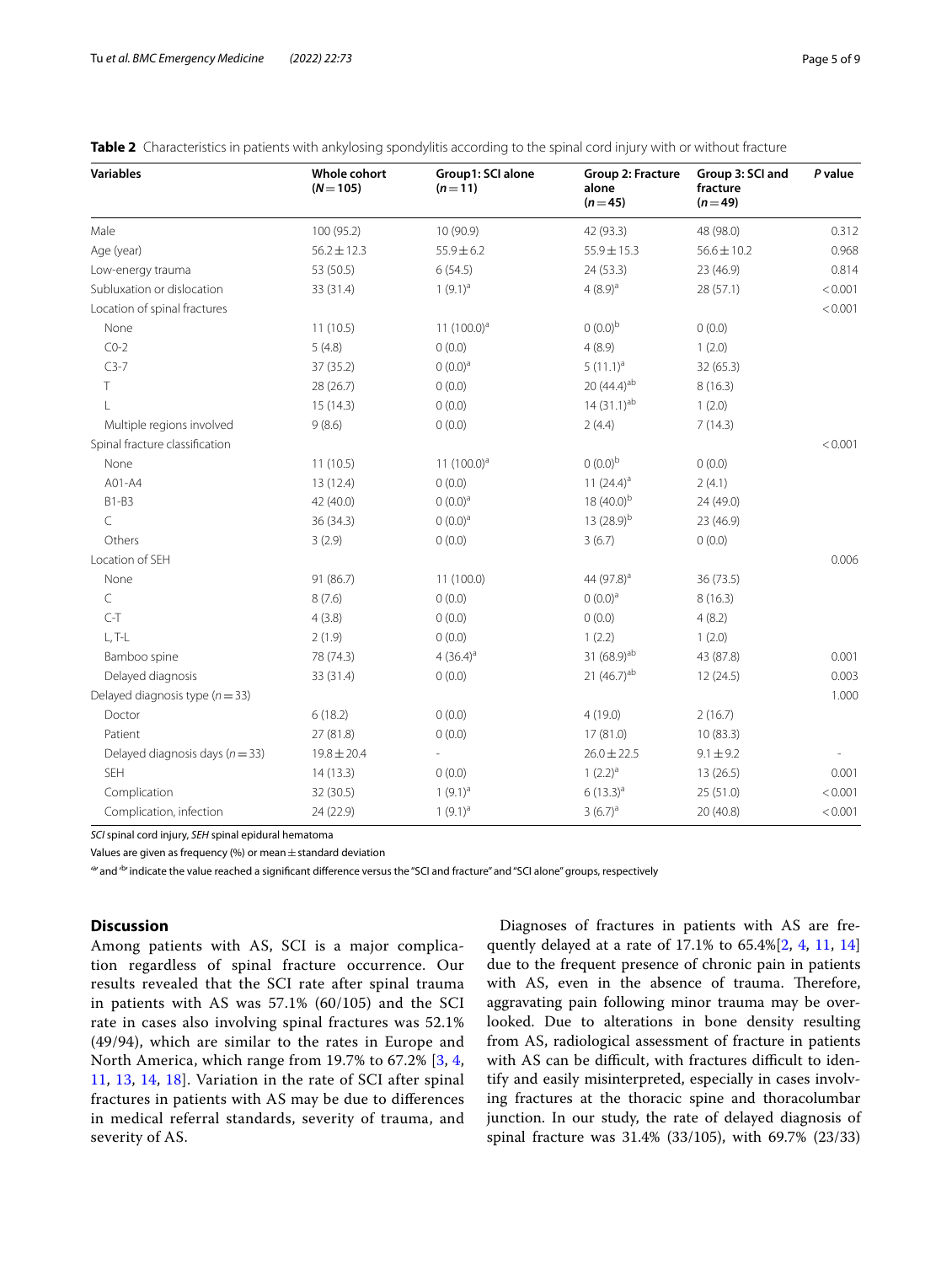**Table 2** Characteristics in patients with ankylosing spondylitis according to the spinal cord injury with or without fracture

| Variables | Whole cohort ($N = 105$) | Group1: SCI alone ($n = 11$) | Group 2: Fracture alone ($n = 45$) | Group 3: SCI and fracture ($n = 49$) | *P* value |
|---|---|---|---|---|---|
| Male | 100 (95.2) | 10 (90.9) | 42 (93.3) | 48 (98.0) | 0.312 |
| Age (year) | 56.2 ± 12.3 | 55.9 ± 6.2 | 55.9 ± 15.3 | 56.6 ± 10.2 | 0.968 |
| Low-energy trauma | 53 (50.5) | 6 (54.5) | 24 (53.3) | 23 (46.9) | 0.814 |
| Subluxation or dislocation | 33 (31.4) | 1 (9.1)[a] | 4 (8.9)[a] | 28 (57.1) | < 0.001 |
| Location of spinal fractures | | | | | < 0.001 |
| None | 11 (10.5) | 11 (100.0)[a] | 0 (0.0)[b] | 0 (0.0) | |
| C0-2 | 5 (4.8) | 0 (0.0) | 4 (8.9) | 1 (2.0) | |
| C3-7 | 37 (35.2) | 0 (0.0)[a] | 5 (11.1)[a] | 32 (65.3) | |
| T | 28 (26.7) | 0 (0.0) | 20 (44.4)[ab] | 8 (16.3) | |
| L | 15 (14.3) | 0 (0.0) | 14 (31.1)[ab] | 1 (2.0) | |
| Multiple regions involved | 9 (8.6) | 0 (0.0) | 2 (4.4) | 7 (14.3) | |
| Spinal fracture classification | | | | | < 0.001 |
| None | 11 (10.5) | 11 (100.0)[a] | 0 (0.0)[b] | 0 (0.0) | |
| A01-A4 | 13 (12.4) | 0 (0.0) | 11 (24.4)[a] | 2 (4.1) | |
| B1-B3 | 42 (40.0) | 0 (0.0)[a] | 18 (40.0)[b] | 24 (49.0) | |
| C | 36 (34.3) | 0 (0.0)[a] | 13 (28.9)[b] | 23 (46.9) | |
| Others | 3 (2.9) | 0 (0.0) | 3 (6.7) | 0 (0.0) | |
| Location of SEH | | | | | 0.006 |
| None | 91 (86.7) | 11 (100.0) | 44 (97.8)[a] | 36 (73.5) | |
| C | 8 (7.6) | 0 (0.0) | 0 (0.0)[a] | 8 (16.3) | |
| C-T | 4 (3.8) | 0 (0.0) | 0 (0.0) | 4 (8.2) | |
| L, T-L | 2 (1.9) | 0 (0.0) | 1 (2.2) | 1 (2.0) | |
| Bamboo spine | 78 (74.3) | 4 (36.4)[a] | 31 (68.9)[ab] | 43 (87.8) | 0.001 |
| Delayed diagnosis | 33 (31.4) | 0 (0.0) | 21 (46.7)[ab] | 12 (24.5) | 0.003 |
| Delayed diagnosis type ($n = 33$) | | | | | 1.000 |
| Doctor | 6 (18.2) | 0 (0.0) | 4 (19.0) | 2 (16.7) | |
| Patient | 27 (81.8) | 0 (0.0) | 17 (81.0) | 10 (83.3) | |
| Delayed diagnosis days ($n = 33$) | 19.8 ± 20.4 | - | 26.0 ± 22.5 | 9.1 ± 9.2 | - |
| SEH | 14 (13.3) | 0 (0.0) | 1 (2.2)[a] | 13 (26.5) | 0.001 |
| Complication | 32 (30.5) | 1 (9.1)[a] | 6 (13.3)[a] | 25 (51.0) | < 0.001 |
| Complication, infection | 24 (22.9) | 1 (9.1)[a] | 3 (6.7)[a] | 20 (40.8) | < 0.001 |

*SCI* spinal cord injury, *SEH* spinal epidural hematoma

Values are given as frequency (%) or mean ± standard deviation

"a" and "b" indicate the value reached a significant difference versus the "SCI and fracture" and "SCI alone" groups, respectively

## Discussion

Among patients with AS, SCI is a major complication regardless of spinal fracture occurrence. Our results revealed that the SCI rate after spinal trauma in patients with AS was 57.1% (60/105) and the SCI rate in cases also involving spinal fractures was 52.1% (49/94), which are similar to the rates in Europe and North America, which range from 19.7% to 67.2% [3, 4, 11, 13, 14, 18]. Variation in the rate of SCI after spinal fractures in patients with AS may be due to differences in medical referral standards, severity of trauma, and severity of AS.

Diagnoses of fractures in patients with AS are frequently delayed at a rate of 17.1% to 65.4%[2, 4, 11, 14] due to the frequent presence of chronic pain in patients with AS, even in the absence of trauma. Therefore, aggravating pain following minor trauma may be overlooked. Due to alterations in bone density resulting from AS, radiological assessment of fracture in patients with AS can be difficult, with fractures difficult to identify and easily misinterpreted, especially in cases involving fractures at the thoracic spine and thoracolumbar junction. In our study, the rate of delayed diagnosis of spinal fracture was 31.4% (33/105), with 69.7% (23/33)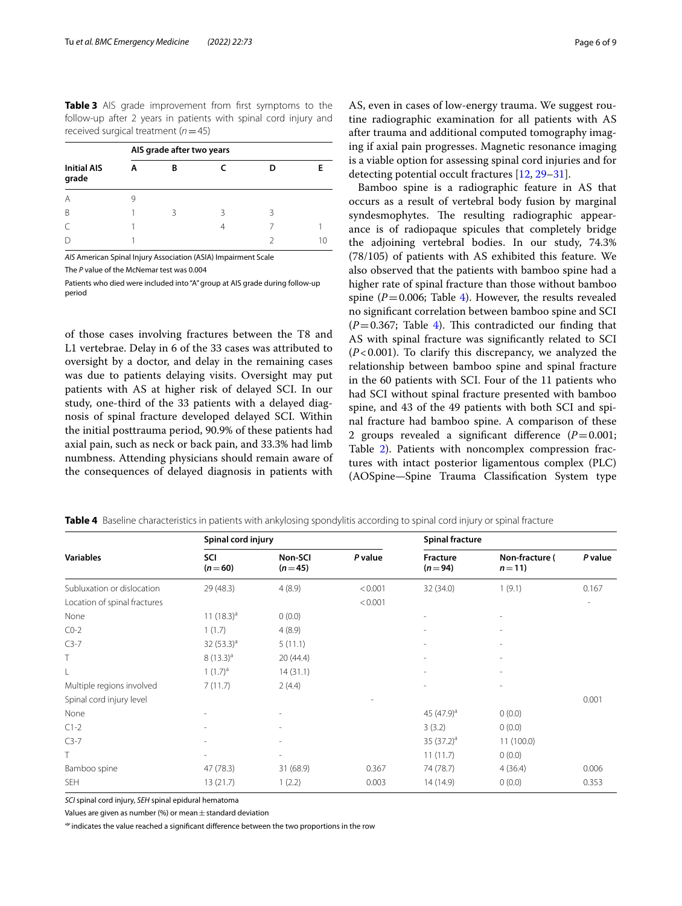**Table 3** AIS grade improvement from first symptoms to the follow-up after 2 years in patients with spinal cord injury and received surgical treatment ($n=45$)

| Initial AIS grade | AIS grade after two years | | | | |
|---|---|---|---|---|---|
| | A | B | C | D | E |
| A | 9 | | | | |
| B | 1 | 3 | 3 | 3 | |
| C | 1 | | 4 | 7 | 1 |
| D | 1 | | | 2 | 10 |

*AIS* American Spinal Injury Association (ASIA) Impairment Scale

The *P* value of the McNemar test was 0.004

Patients who died were included into "A" group at AIS grade during follow-up period

of those cases involving fractures between the T8 and L1 vertebrae. Delay in 6 of the 33 cases was attributed to oversight by a doctor, and delay in the remaining cases was due to patients delaying visits. Oversight may put patients with AS at higher risk of delayed SCI. In our study, one-third of the 33 patients with a delayed diagnosis of spinal fracture developed delayed SCI. Within the initial posttrauma period, 90.9% of these patients had axial pain, such as neck or back pain, and 33.3% had limb numbness. Attending physicians should remain aware of the consequences of delayed diagnosis in patients with AS, even in cases of low-energy trauma. We suggest routine radiographic examination for all patients with AS after trauma and additional computed tomography imaging if axial pain progresses. Magnetic resonance imaging is a viable option for assessing spinal cord injuries and for detecting potential occult fractures [12, 29–31].

Bamboo spine is a radiographic feature in AS that occurs as a result of vertebral body fusion by marginal syndesmophytes. The resulting radiographic appearance is of radiopaque spicules that completely bridge the adjoining vertebral bodies. In our study, 74.3% (78/105) of patients with AS exhibited this feature. We also observed that the patients with bamboo spine had a higher rate of spinal fracture than those without bamboo spine ($P=0.006$; Table 4). However, the results revealed no significant correlation between bamboo spine and SCI ($P=0.367$; Table 4). This contradicted our finding that AS with spinal fracture was significantly related to SCI ($P<0.001$). To clarify this discrepancy, we analyzed the relationship between bamboo spine and spinal fracture in the 60 patients with SCI. Four of the 11 patients who had SCI without spinal fracture presented with bamboo spine, and 43 of the 49 patients with both SCI and spinal fracture had bamboo spine. A comparison of these 2 groups revealed a significant difference ($P=0.001$; Table 2). Patients with noncomplex compression fractures with intact posterior ligamentous complex (PLC) (AOSpine—Spine Trauma Classification System type

**Table 4** Baseline characteristics in patients with ankylosing spondylitis according to spinal cord injury or spinal fracture

| Variables | Spinal cord injury | | | Spinal fracture | | |
|---|---|---|---|---|---|---|
| | SCI ($n=60$) | Non-SCI ($n=45$) | *P* value | Fracture ($n=94$) | Non-fracture ( $n=11$) | *P* value |
| Subluxation or dislocation | 29 (48.3) | 4 (8.9) | <0.001 | 32 (34.0) | 1 (9.1) | 0.167 |
| Location of spinal fractures | | | <0.001 | | | - |
| None | 11 (18.3)[a] | 0 (0.0) | | - | - | |
| C0-2 | 1 (1.7) | 4 (8.9) | | - | - | |
| C3-7 | 32 (53.3)[a] | 5 (11.1) | | - | - | |
| T | 8 (13.3)[a] | 20 (44.4) | | - | - | |
| L | 1 (1.7)[a] | 14 (31.1) | | - | - | |
| Multiple regions involved | 7 (11.7) | 2 (4.4) | | - | - | |
| Spinal cord injury level | | | - | | | 0.001 |
| None | - | - | | 45 (47.9)[a] | 0 (0.0) | |
| C1-2 | - | - | | 3 (3.2) | 0 (0.0) | |
| C3-7 | - | - | | 35 (37.2)[a] | 11 (100.0) | |
| T | - | - | | 11 (11.7) | 0 (0.0) | |
| Bamboo spine | 47 (78.3) | 31 (68.9) | 0.367 | 74 (78.7) | 4 (36.4) | 0.006 |
| SEH | 13 (21.7) | 1 (2.2) | 0.003 | 14 (14.9) | 0 (0.0) | 0.353 |

*SCI* spinal cord injury, *SEH* spinal epidural hematoma

Values are given as number (%) or mean ± standard deviation

"a" indicates the value reached a significant difference between the two proportions in the row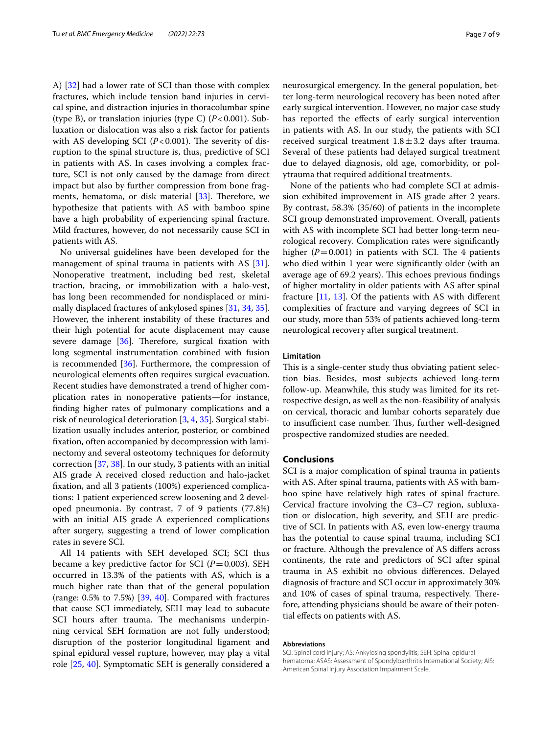A) [32] had a lower rate of SCI than those with complex fractures, which include tension band injuries in cervical spine, and distraction injuries in thoracolumbar spine (type B), or translation injuries (type C) ($P<0.001$). Subluxation or dislocation was also a risk factor for patients with AS developing SCI ($P<0.001$). The severity of disruption to the spinal structure is, thus, predictive of SCI in patients with AS. In cases involving a complex fracture, SCI is not only caused by the damage from direct impact but also by further compression from bone fragments, hematoma, or disk material [33]. Therefore, we hypothesize that patients with AS with bamboo spine have a high probability of experiencing spinal fracture. Mild fractures, however, do not necessarily cause SCI in patients with AS.

No universal guidelines have been developed for the management of spinal trauma in patients with AS [31]. Nonoperative treatment, including bed rest, skeletal traction, bracing, or immobilization with a halo-vest, has long been recommended for nondisplaced or minimally displaced fractures of ankylosed spines [31, 34, 35]. However, the inherent instability of these fractures and their high potential for acute displacement may cause severe damage [36]. Therefore, surgical fixation with long segmental instrumentation combined with fusion is recommended [36]. Furthermore, the compression of neurological elements often requires surgical evacuation. Recent studies have demonstrated a trend of higher complication rates in nonoperative patients—for instance, finding higher rates of pulmonary complications and a risk of neurological deterioration [3, 4, 35]. Surgical stabilization usually includes anterior, posterior, or combined fixation, often accompanied by decompression with laminectomy and several osteotomy techniques for deformity correction [37, 38]. In our study, 3 patients with an initial AIS grade A received closed reduction and halo-jacket fixation, and all 3 patients (100%) experienced complications: 1 patient experienced screw loosening and 2 developed pneumonia. By contrast, 7 of 9 patients (77.8%) with an initial AIS grade A experienced complications after surgery, suggesting a trend of lower complication rates in severe SCI.

All 14 patients with SEH developed SCI; SCI thus became a key predictive factor for SCI ($P=0.003$). SEH occurred in 13.3% of the patients with AS, which is a much higher rate than that of the general population (range: 0.5% to 7.5%) [39, 40]. Compared with fractures that cause SCI immediately, SEH may lead to subacute SCI hours after trauma. The mechanisms underpinning cervical SEH formation are not fully understood; disruption of the posterior longitudinal ligament and spinal epidural vessel rupture, however, may play a vital role [25, 40]. Symptomatic SEH is generally considered a neurosurgical emergency. In the general population, better long-term neurological recovery has been noted after early surgical intervention. However, no major case study has reported the effects of early surgical intervention in patients with AS. In our study, the patients with SCI received surgical treatment $1.8 \pm 3.2$ days after trauma. Several of these patients had delayed surgical treatment due to delayed diagnosis, old age, comorbidity, or polytrauma that required additional treatments.

None of the patients who had complete SCI at admission exhibited improvement in AIS grade after 2 years. By contrast, 58.3% (35/60) of patients in the incomplete SCI group demonstrated improvement. Overall, patients with AS with incomplete SCI had better long-term neurological recovery. Complication rates were significantly higher ($P=0.001$) in patients with SCI. The 4 patients who died within 1 year were significantly older (with an average age of 69.2 years). This echoes previous findings of higher mortality in older patients with AS after spinal fracture [11, 13]. Of the patients with AS with different complexities of fracture and varying degrees of SCI in our study, more than 53% of patients achieved long-term neurological recovery after surgical treatment.

## Limitation

This is a single-center study thus obviating patient selection bias. Besides, most subjects achieved long-term follow-up. Meanwhile, this study was limited for its retrospective design, as well as the non-feasibility of analysis on cervical, thoracic and lumbar cohorts separately due to insufficient case number. Thus, further well-designed prospective randomized studies are needed.

## Conclusions

SCI is a major complication of spinal trauma in patients with AS. After spinal trauma, patients with AS with bamboo spine have relatively high rates of spinal fracture. Cervical fracture involving the C3–C7 region, subluxation or dislocation, high severity, and SEH are predictive of SCI. In patients with AS, even low-energy trauma has the potential to cause spinal trauma, including SCI or fracture. Although the prevalence of AS differs across continents, the rate and predictors of SCI after spinal trauma in AS exhibit no obvious differences. Delayed diagnosis of fracture and SCI occur in approximately 30% and 10% of cases of spinal trauma, respectively. Therefore, attending physicians should be aware of their potential effects on patients with AS.

#### Abbreviations

SCI: Spinal cord injury; AS: Ankylosing spondylitis; SEH: Spinal epidural hematoma; ASAS: Assessment of Spondyloarthritis International Society; AIS: American Spinal Injury Association Impairment Scale.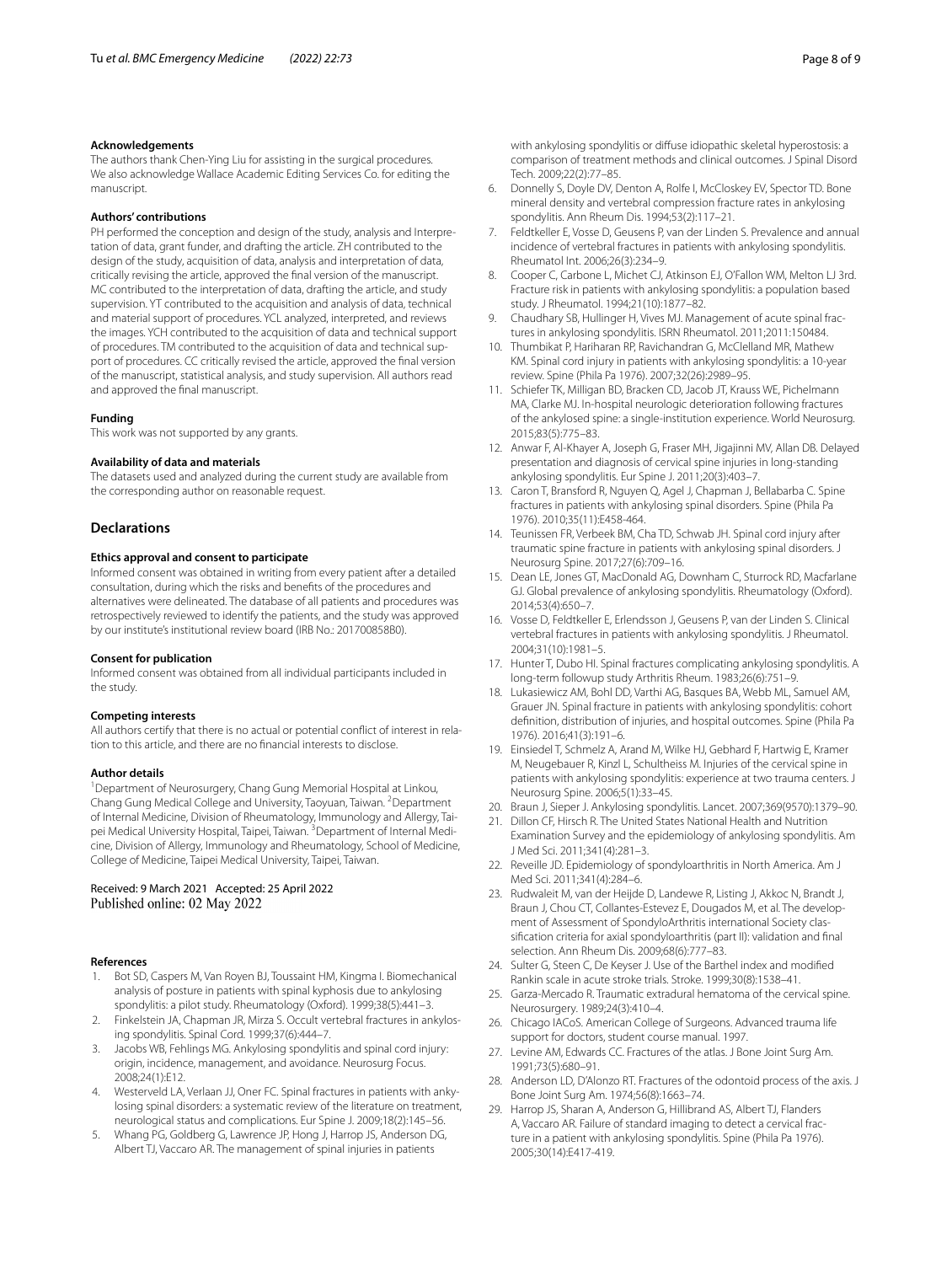**Acknowledgements**

The authors thank Chen-Ying Liu for assisting in the surgical procedures. We also acknowledge Wallace Academic Editing Services Co. for editing the manuscript.

**Authors' contributions**

PH performed the conception and design of the study, analysis and Interpretation of data, grant funder, and drafting the article. ZH contributed to the design of the study, acquisition of data, analysis and interpretation of data, critically revising the article, approved the final version of the manuscript. MC contributed to the interpretation of data, drafting the article, and study supervision. YT contributed to the acquisition and analysis of data, technical and material support of procedures. YCL analyzed, interpreted, and reviews the images. YCH contributed to the acquisition of data and technical support of procedures. TM contributed to the acquisition of data and technical support of procedures. CC critically revised the article, approved the final version of the manuscript, statistical analysis, and study supervision. All authors read and approved the final manuscript.

**Funding**

This work was not supported by any grants.

**Availability of data and materials**

The datasets used and analyzed during the current study are available from the corresponding author on reasonable request.

## Declarations

**Ethics approval and consent to participate**

Informed consent was obtained in writing from every patient after a detailed consultation, during which the risks and benefits of the procedures and alternatives were delineated. The database of all patients and procedures was retrospectively reviewed to identify the patients, and the study was approved by our institute's institutional review board (IRB No.: 201700858B0).

**Consent for publication**

Informed consent was obtained from all individual participants included in the study.

**Competing interests**

All authors certify that there is no actual or potential conflict of interest in relation to this article, and there are no financial interests to disclose.

**Author details**

[1]Department of Neurosurgery, Chang Gung Memorial Hospital at Linkou, Chang Gung Medical College and University, Taoyuan, Taiwan. [2]Department of Internal Medicine, Division of Rheumatology, Immunology and Allergy, Taipei Medical University Hospital, Taipei, Taiwan. [3]Department of Internal Medicine, Division of Allergy, Immunology and Rheumatology, School of Medicine, College of Medicine, Taipei Medical University, Taipei, Taiwan.

Received: 9 March 2021 Accepted: 25 April 2022
Published online: 02 May 2022

**References**

1. Bot SD, Caspers M, Van Royen BJ, Toussaint HM, Kingma I. Biomechanical analysis of posture in patients with spinal kyphosis due to ankylosing spondylitis: a pilot study. Rheumatology (Oxford). 1999;38(5):441–3.
2. Finkelstein JA, Chapman JR, Mirza S. Occult vertebral fractures in ankylosing spondylitis. Spinal Cord. 1999;37(6):444–7.
3. Jacobs WB, Fehlings MG. Ankylosing spondylitis and spinal cord injury: origin, incidence, management, and avoidance. Neurosurg Focus. 2008;24(1):E12.
4. Westerveld LA, Verlaan JJ, Oner FC. Spinal fractures in patients with ankylosing spinal disorders: a systematic review of the literature on treatment, neurological status and complications. Eur Spine J. 2009;18(2):145–56.
5. Whang PG, Goldberg G, Lawrence JP, Hong J, Harrop JS, Anderson DG, Albert TJ, Vaccaro AR. The management of spinal injuries in patients with ankylosing spondylitis or diffuse idiopathic skeletal hyperostosis: a comparison of treatment methods and clinical outcomes. J Spinal Disord Tech. 2009;22(2):77–85.
6. Donnelly S, Doyle DV, Denton A, Rolfe I, McCloskey EV, Spector TD. Bone mineral density and vertebral compression fracture rates in ankylosing spondylitis. Ann Rheum Dis. 1994;53(2):117–21.
7. Feldtkeller E, Vosse D, Geusens P, van der Linden S. Prevalence and annual incidence of vertebral fractures in patients with ankylosing spondylitis. Rheumatol Int. 2006;26(3):234–9.
8. Cooper C, Carbone L, Michet CJ, Atkinson EJ, O'Fallon WM, Melton LJ 3rd. Fracture risk in patients with ankylosing spondylitis: a population based study. J Rheumatol. 1994;21(10):1877–82.
9. Chaudhary SB, Hullinger H, Vives MJ. Management of acute spinal fractures in ankylosing spondylitis. ISRN Rheumatol. 2011;2011:150484.
10. Thumbikat P, Hariharan RP, Ravichandran G, McClelland MR, Mathew KM. Spinal cord injury in patients with ankylosing spondylitis: a 10-year review. Spine (Phila Pa 1976). 2007;32(26):2989–95.
11. Schiefer TK, Milligan BD, Bracken CD, Jacob JT, Krauss WE, Pichelmann MA, Clarke MJ. In-hospital neurologic deterioration following fractures of the ankylosed spine: a single-institution experience. World Neurosurg. 2015;83(5):775–83.
12. Anwar F, Al-Khayer A, Joseph G, Fraser MH, Jigajinni MV, Allan DB. Delayed presentation and diagnosis of cervical spine injuries in long-standing ankylosing spondylitis. Eur Spine J. 2011;20(3):403–7.
13. Caron T, Bransford R, Nguyen Q, Agel J, Chapman J, Bellabarba C. Spine fractures in patients with ankylosing spinal disorders. Spine (Phila Pa 1976). 2010;35(11):E458-464.
14. Teunissen FR, Verbeek BM, Cha TD, Schwab JH. Spinal cord injury after traumatic spine fracture in patients with ankylosing spinal disorders. J Neurosurg Spine. 2017;27(6):709–16.
15. Dean LE, Jones GT, MacDonald AG, Downham C, Sturrock RD, Macfarlane GJ. Global prevalence of ankylosing spondylitis. Rheumatology (Oxford). 2014;53(4):650–7.
16. Vosse D, Feldtkeller E, Erlendsson J, Geusens P, van der Linden S. Clinical vertebral fractures in patients with ankylosing spondylitis. J Rheumatol. 2004;31(10):1981–5.
17. Hunter T, Dubo HI. Spinal fractures complicating ankylosing spondylitis. A long-term followup study Arthritis Rheum. 1983;26(6):751–9.
18. Lukasiewicz AM, Bohl DD, Varthi AG, Basques BA, Webb ML, Samuel AM, Grauer JN. Spinal fracture in patients with ankylosing spondylitis: cohort definition, distribution of injuries, and hospital outcomes. Spine (Phila Pa 1976). 2016;41(3):191–6.
19. Einsiedel T, Schmelz A, Arand M, Wilke HJ, Gebhard F, Hartwig E, Kramer M, Neugebauer R, Kinzl L, Schultheiss M. Injuries of the cervical spine in patients with ankylosing spondylitis: experience at two trauma centers. J Neurosurg Spine. 2006;5(1):33–45.
20. Braun J, Sieper J. Ankylosing spondylitis. Lancet. 2007;369(9570):1379–90.
21. Dillon CF, Hirsch R. The United States National Health and Nutrition Examination Survey and the epidemiology of ankylosing spondylitis. Am J Med Sci. 2011;341(4):281–3.
22. Reveille JD. Epidemiology of spondyloarthritis in North America. Am J Med Sci. 2011;341(4):284–6.
23. Rudwaleit M, van der Heijde D, Landewe R, Listing J, Akkoc N, Brandt J, Braun J, Chou CT, Collantes-Estevez E, Dougados M, et al. The development of Assessment of SpondyloArthritis international Society classification criteria for axial spondyloarthritis (part II): validation and final selection. Ann Rheum Dis. 2009;68(6):777–83.
24. Sulter G, Steen C, De Keyser J. Use of the Barthel index and modified Rankin scale in acute stroke trials. Stroke. 1999;30(8):1538–41.
25. Garza-Mercado R. Traumatic extradural hematoma of the cervical spine. Neurosurgery. 1989;24(3):410–4.
26. Chicago IACoS. American College of Surgeons. Advanced trauma life support for doctors, student course manual. 1997.
27. Levine AM, Edwards CC. Fractures of the atlas. J Bone Joint Surg Am. 1991;73(5):680–91.
28. Anderson LD, D'Alonzo RT. Fractures of the odontoid process of the axis. J Bone Joint Surg Am. 1974;56(8):1663–74.
29. Harrop JS, Sharan A, Anderson G, Hillibrand AS, Albert TJ, Flanders A, Vaccaro AR. Failure of standard imaging to detect a cervical fracture in a patient with ankylosing spondylitis. Spine (Phila Pa 1976). 2005;30(14):E417-419.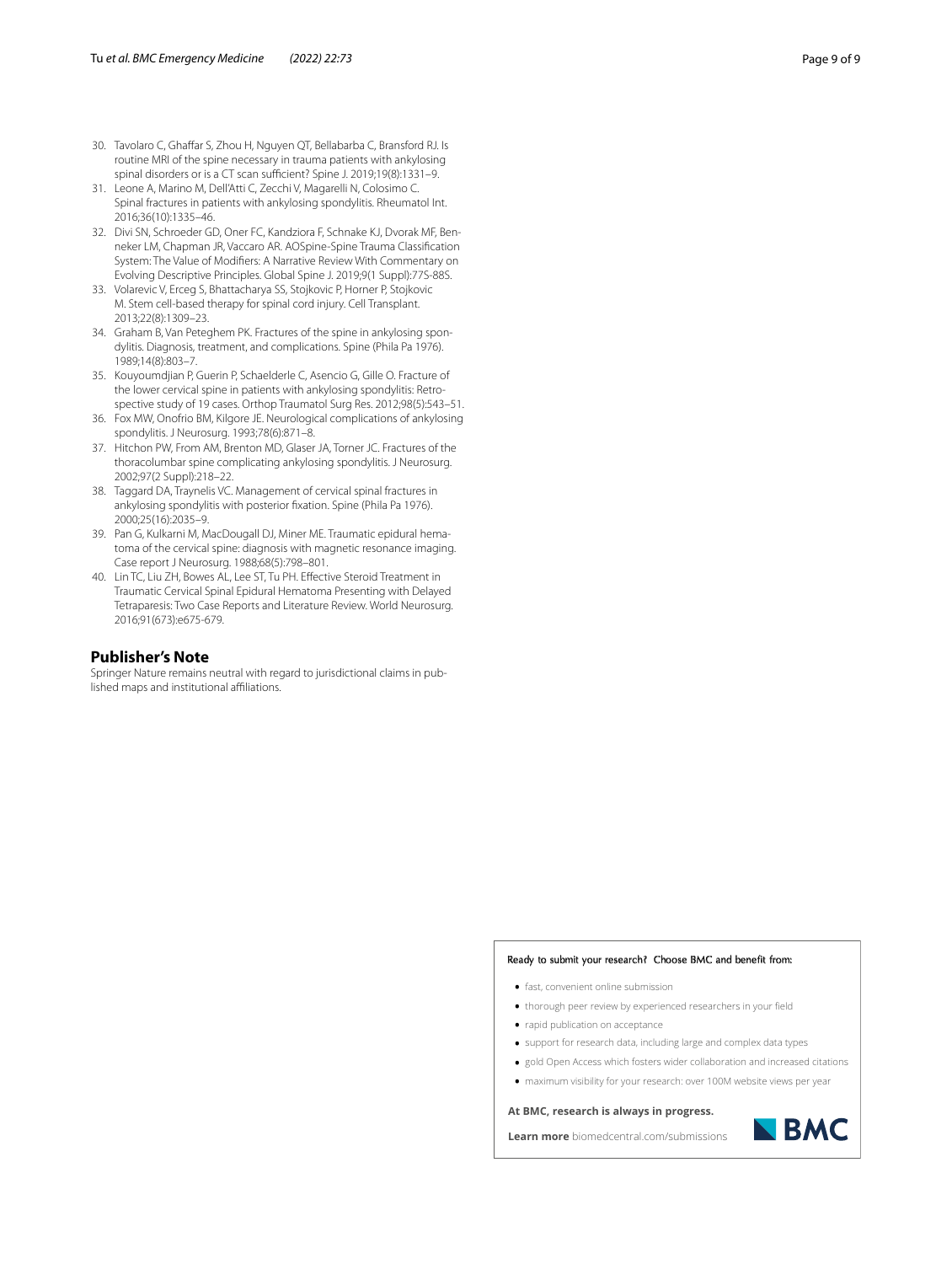30. Tavolaro C, Ghaffar S, Zhou H, Nguyen QT, Bellabarba C, Bransford RJ. Is routine MRI of the spine necessary in trauma patients with ankylosing spinal disorders or is a CT scan sufficient? Spine J. 2019;19(8):1331–9.
31. Leone A, Marino M, Dell'Atti C, Zecchi V, Magarelli N, Colosimo C. Spinal fractures in patients with ankylosing spondylitis. Rheumatol Int. 2016;36(10):1335–46.
32. Divi SN, Schroeder GD, Oner FC, Kandziora F, Schnake KJ, Dvorak MF, Benneker LM, Chapman JR, Vaccaro AR. AOSpine-Spine Trauma Classification System: The Value of Modifiers: A Narrative Review With Commentary on Evolving Descriptive Principles. Global Spine J. 2019;9(1 Suppl):77S-88S.
33. Volarevic V, Erceg S, Bhattacharya SS, Stojkovic P, Horner P, Stojkovic M. Stem cell-based therapy for spinal cord injury. Cell Transplant. 2013;22(8):1309–23.
34. Graham B, Van Peteghem PK. Fractures of the spine in ankylosing spondylitis. Diagnosis, treatment, and complications. Spine (Phila Pa 1976). 1989;14(8):803–7.
35. Kouyoumdjian P, Guerin P, Schaelderle C, Asencio G, Gille O. Fracture of the lower cervical spine in patients with ankylosing spondylitis: Retrospective study of 19 cases. Orthop Traumatol Surg Res. 2012;98(5):543–51.
36. Fox MW, Onofrio BM, Kilgore JE. Neurological complications of ankylosing spondylitis. J Neurosurg. 1993;78(6):871–8.
37. Hitchon PW, From AM, Brenton MD, Glaser JA, Torner JC. Fractures of the thoracolumbar spine complicating ankylosing spondylitis. J Neurosurg. 2002;97(2 Suppl):218–22.
38. Taggard DA, Traynelis VC. Management of cervical spinal fractures in ankylosing spondylitis with posterior fixation. Spine (Phila Pa 1976). 2000;25(16):2035–9.
39. Pan G, Kulkarni M, MacDougall DJ, Miner ME. Traumatic epidural hematoma of the cervical spine: diagnosis with magnetic resonance imaging. Case report J Neurosurg. 1988;68(5):798–801.
40. Lin TC, Liu ZH, Bowes AL, Lee ST, Tu PH. Effective Steroid Treatment in Traumatic Cervical Spinal Epidural Hematoma Presenting with Delayed Tetraparesis: Two Case Reports and Literature Review. World Neurosurg. 2016;91(673):e675-679.

## Publisher's Note

Springer Nature remains neutral with regard to jurisdictional claims in published maps and institutional affiliations.

Ready to submit your research? Choose BMC and benefit from:

- fast, convenient online submission
- thorough peer review by experienced researchers in your field
- rapid publication on acceptance
- support for research data, including large and complex data types
- gold Open Access which fosters wider collaboration and increased citations
- maximum visibility for your research: over 100M website views per year

**At BMC, research is always in progress.**

**Learn more** biomedcentral.com/submissions

BMC